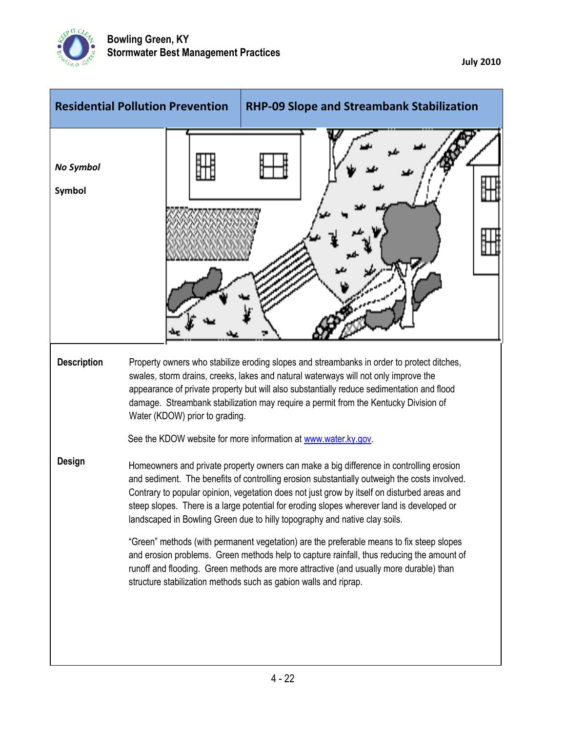| Residential Pollution Prevention | RHP-09 Slope and Streambank Stabilization |
| --- | --- |

*No Symbol*

**Symbol**

**Description**

Property owners who stabilize eroding slopes and streambanks in order to protect ditches, swales, storm drains, creeks, lakes and natural waterways will not only improve the appearance of private property but will also substantially reduce sedimentation and flood damage. Streambank stabilization may require a permit from the Kentucky Division of Water (KDOW) prior to grading.

See the KDOW website for more information at [www.water.ky.gov](http://www.water.ky.gov).

**Design**

Homeowners and private property owners can make a big difference in controlling erosion and sediment. The benefits of controlling erosion substantially outweigh the costs involved. Contrary to popular opinion, vegetation does not just grow by itself on disturbed areas and steep slopes. There is a large potential for eroding slopes wherever land is developed or landscaped in Bowling Green due to hilly topography and native clay soils.

"Green" methods (with permanent vegetation) are the preferable means to fix steep slopes and erosion problems. Green methods help to capture rainfall, thus reducing the amount of runoff and flooding. Green methods are more attractive (and usually more durable) than structure stabilization methods such as gabion walls and riprap.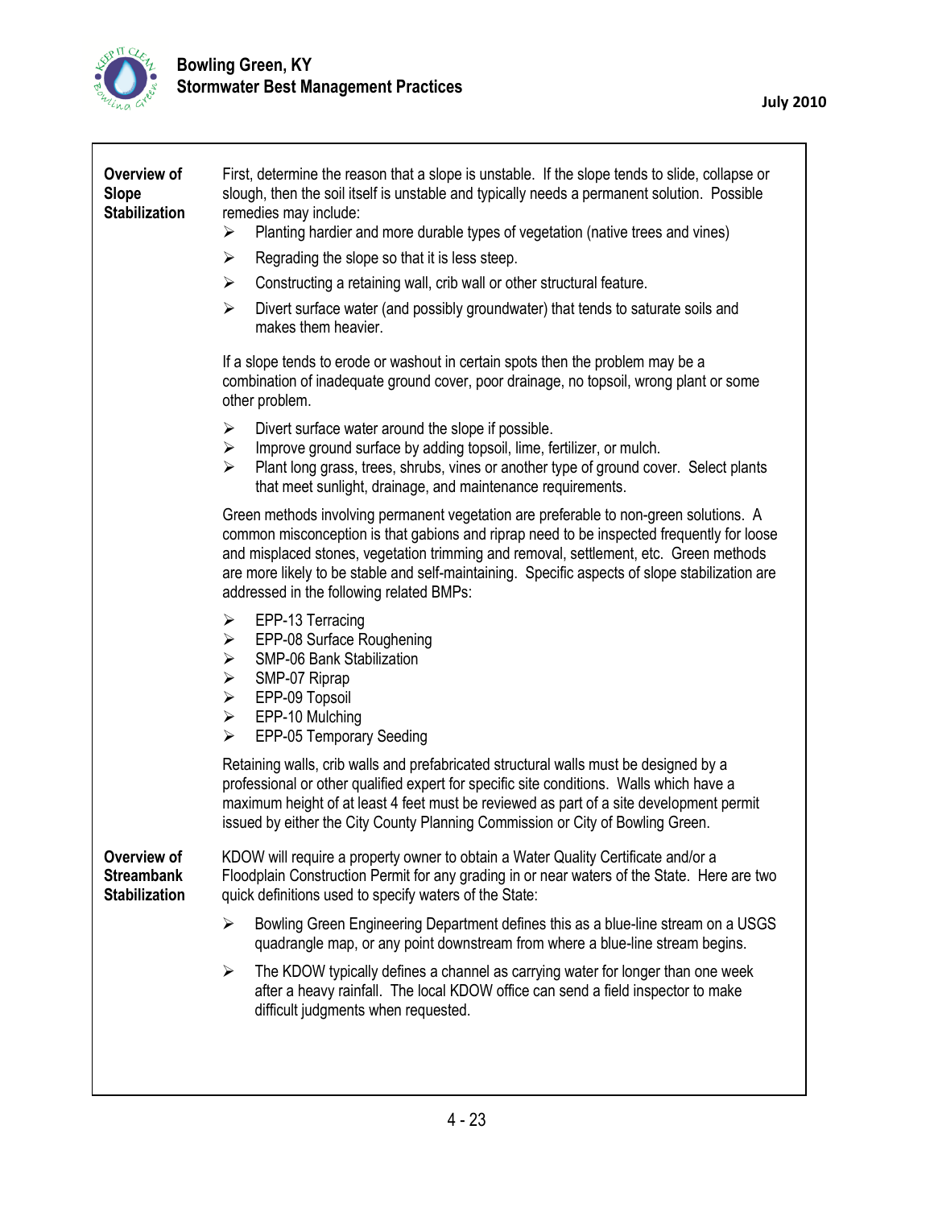## Overview of Slope Stabilization

First, determine the reason that a slope is unstable. If the slope tends to slide, collapse or slough, then the soil itself is unstable and typically needs a permanent solution. Possible remedies may include:

- Planting hardier and more durable types of vegetation (native trees and vines)
- Regrading the slope so that it is less steep.
- Constructing a retaining wall, crib wall or other structural feature.
- Divert surface water (and possibly groundwater) that tends to saturate soils and makes them heavier.

If a slope tends to erode or washout in certain spots then the problem may be a combination of inadequate ground cover, poor drainage, no topsoil, wrong plant or some other problem.

- Divert surface water around the slope if possible.
- Improve ground surface by adding topsoil, lime, fertilizer, or mulch.
- Plant long grass, trees, shrubs, vines or another type of ground cover. Select plants that meet sunlight, drainage, and maintenance requirements.

Green methods involving permanent vegetation are preferable to non-green solutions. A common misconception is that gabions and riprap need to be inspected frequently for loose and misplaced stones, vegetation trimming and removal, settlement, etc. Green methods are more likely to be stable and self-maintaining. Specific aspects of slope stabilization are addressed in the following related BMPs:

- EPP-13 Terracing
- EPP-08 Surface Roughening
- SMP-06 Bank Stabilization
- SMP-07 Riprap
- EPP-09 Topsoil
- EPP-10 Mulching
- EPP-05 Temporary Seeding

Retaining walls, crib walls and prefabricated structural walls must be designed by a professional or other qualified expert for specific site conditions. Walls which have a maximum height of at least 4 feet must be reviewed as part of a site development permit issued by either the City County Planning Commission or City of Bowling Green.

## Overview of Streambank Stabilization

KDOW will require a property owner to obtain a Water Quality Certificate and/or a Floodplain Construction Permit for any grading in or near waters of the State. Here are two quick definitions used to specify waters of the State:

- Bowling Green Engineering Department defines this as a blue-line stream on a USGS quadrangle map, or any point downstream from where a blue-line stream begins.
- The KDOW typically defines a channel as carrying water for longer than one week after a heavy rainfall. The local KDOW office can send a field inspector to make difficult judgments when requested.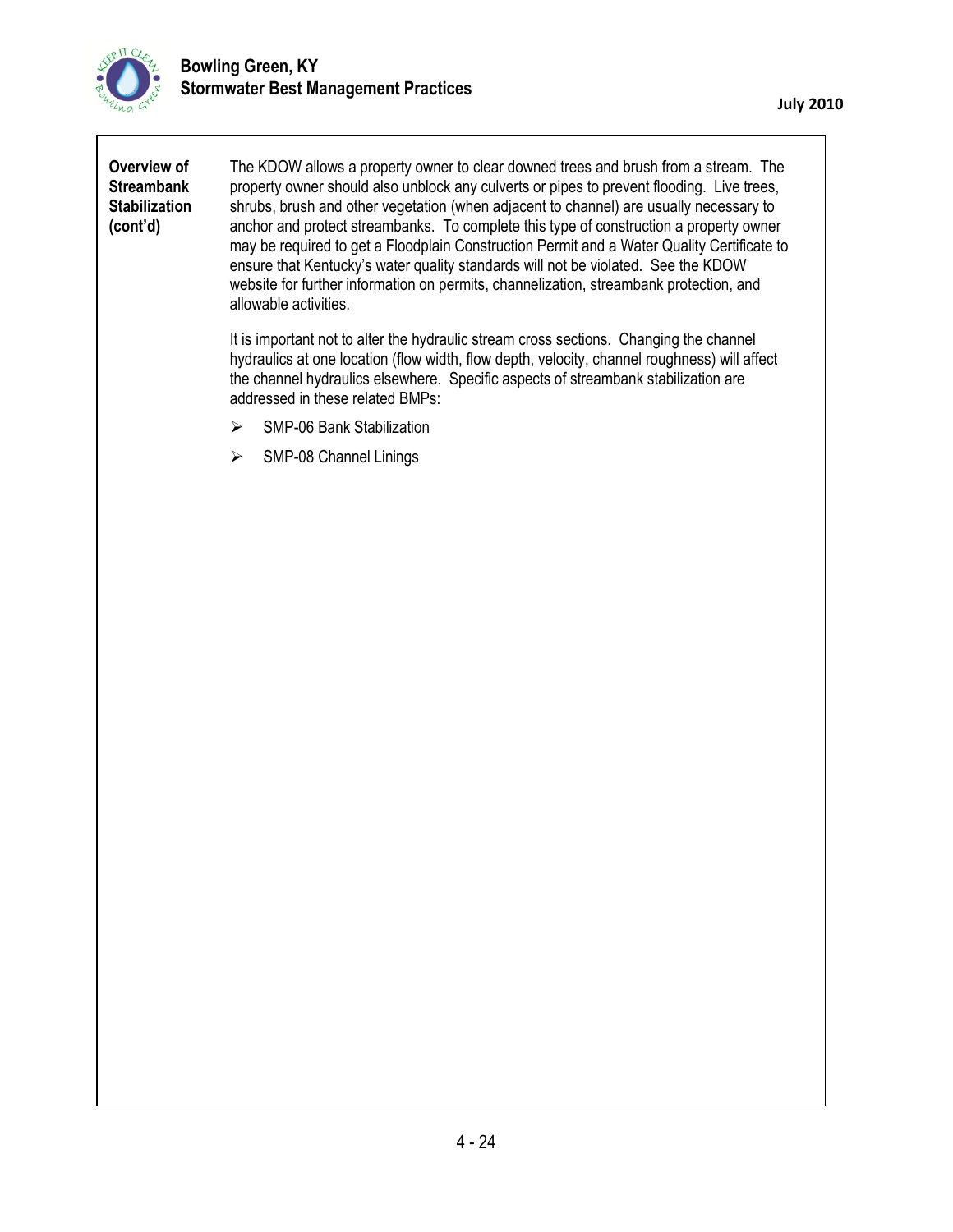**Overview of Streambank Stabilization (cont'd)**

The KDOW allows a property owner to clear downed trees and brush from a stream. The property owner should also unblock any culverts or pipes to prevent flooding. Live trees, shrubs, brush and other vegetation (when adjacent to channel) are usually necessary to anchor and protect streambanks. To complete this type of construction a property owner may be required to get a Floodplain Construction Permit and a Water Quality Certificate to ensure that Kentucky's water quality standards will not be violated. See the KDOW website for further information on permits, channelization, streambank protection, and allowable activities.

It is important not to alter the hydraulic stream cross sections. Changing the channel hydraulics at one location (flow width, flow depth, velocity, channel roughness) will affect the channel hydraulics elsewhere. Specific aspects of streambank stabilization are addressed in these related BMPs:

- SMP-06 Bank Stabilization
- SMP-08 Channel Linings